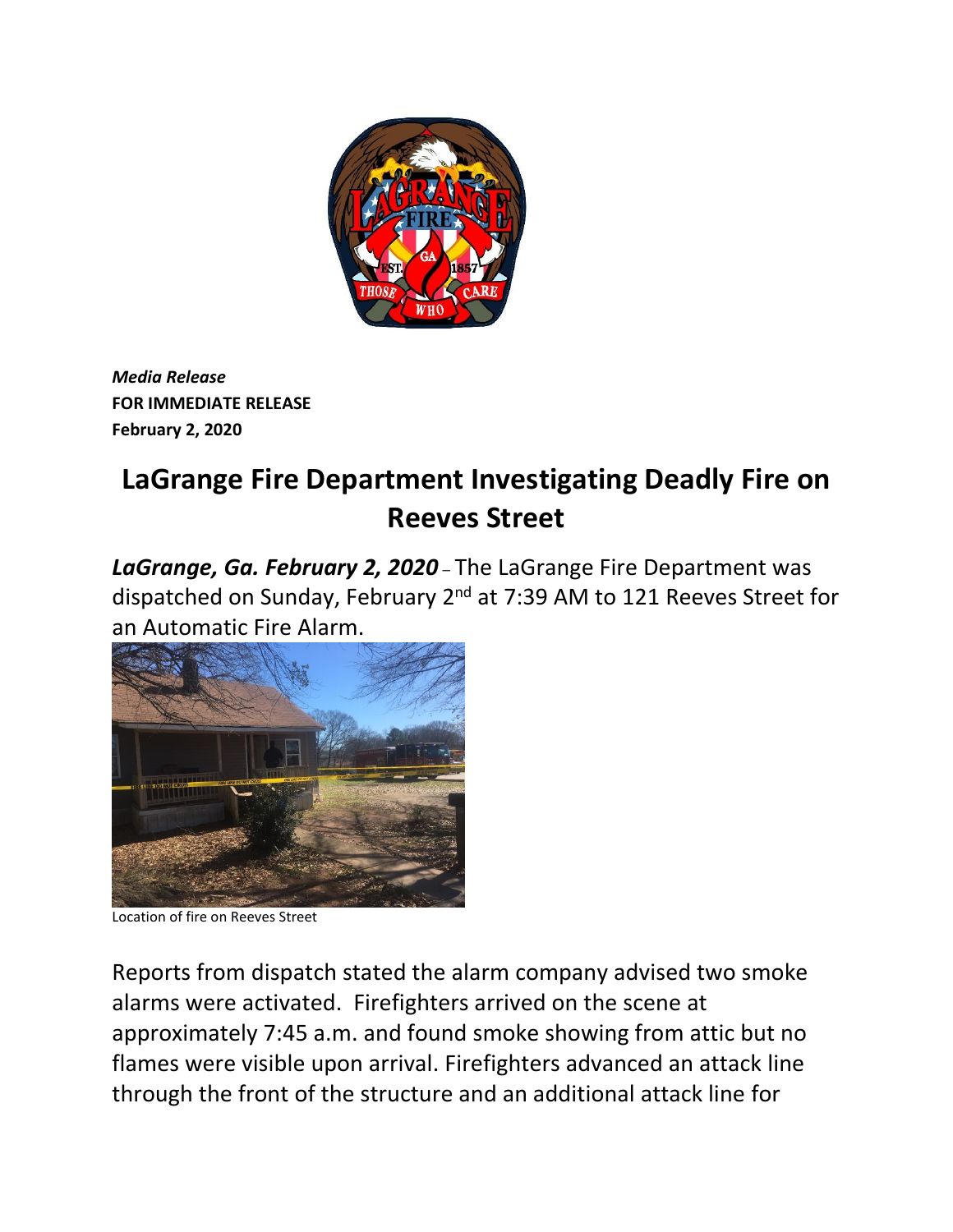*Media Release*
**FOR IMMEDIATE RELEASE**
**February 2, 2020**

# LaGrange Fire Department Investigating Deadly Fire on Reeves Street

***LaGrange, Ga. February 2, 2020*** – The LaGrange Fire Department was dispatched on Sunday, February 2nd at 7:39 AM to 121 Reeves Street for an Automatic Fire Alarm.

Location of fire on Reeves Street

Reports from dispatch stated the alarm company advised two smoke alarms were activated. Firefighters arrived on the scene at approximately 7:45 a.m. and found smoke showing from attic but no flames were visible upon arrival. Firefighters advanced an attack line through the front of the structure and an additional attack line for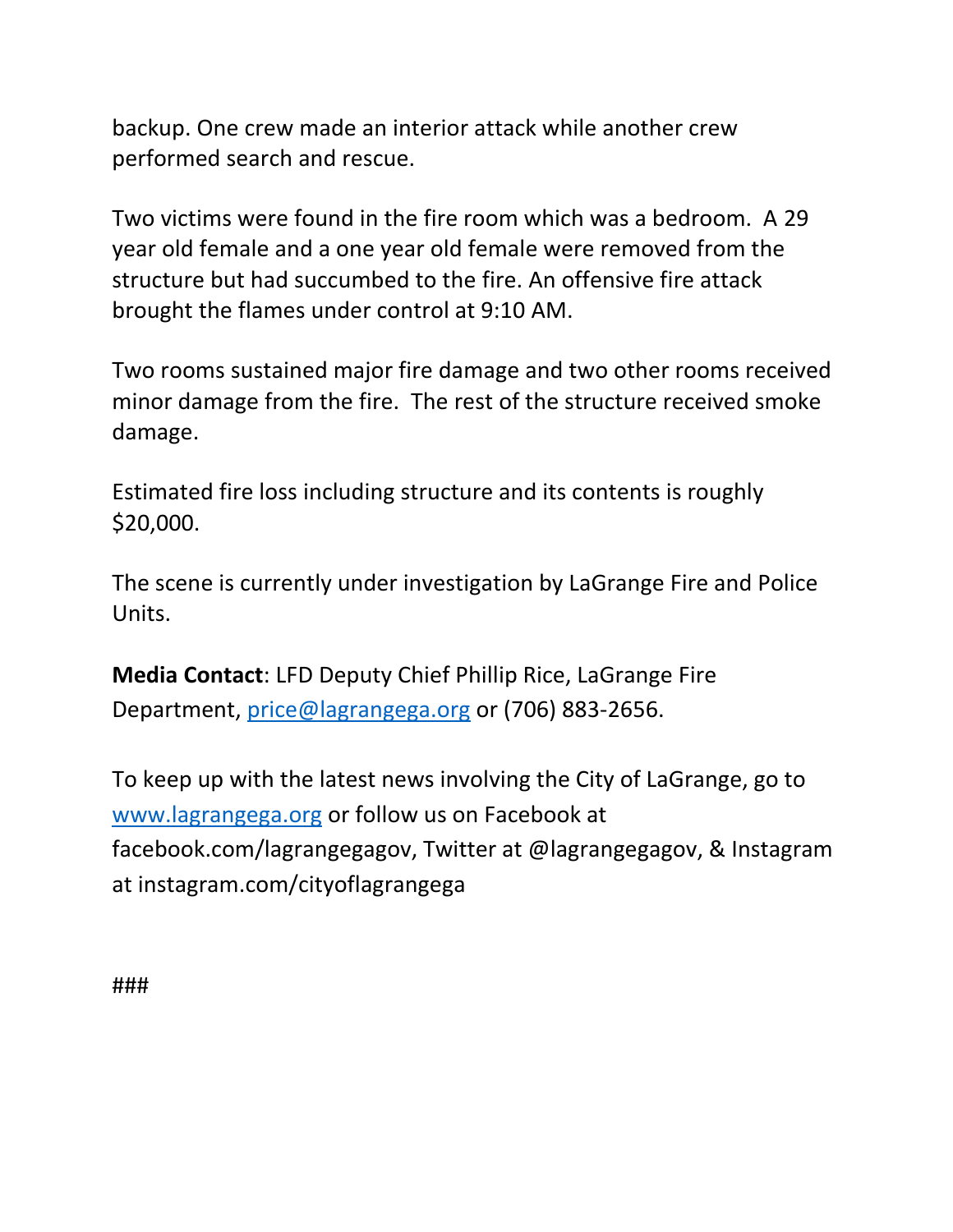backup. One crew made an interior attack while another crew performed search and rescue.

Two victims were found in the fire room which was a bedroom.  A 29 year old female and a one year old female were removed from the structure but had succumbed to the fire. An offensive fire attack brought the flames under control at 9:10 AM.

Two rooms sustained major fire damage and two other rooms received minor damage from the fire.  The rest of the structure received smoke damage.

Estimated fire loss including structure and its contents is roughly $20,000.

The scene is currently under investigation by LaGrange Fire and Police Units.

**Media Contact**: LFD Deputy Chief Phillip Rice, LaGrange Fire Department, [price@lagrangega.org](mailto:price@lagrangega.org) or (706) 883-2656.

To keep up with the latest news involving the City of LaGrange, go to [www.lagrangega.org](http://www.lagrangega.org) or follow us on Facebook at facebook.com/lagrangegagov, Twitter at @lagrangegagov, & Instagram at instagram.com/cityoflagrangega

###